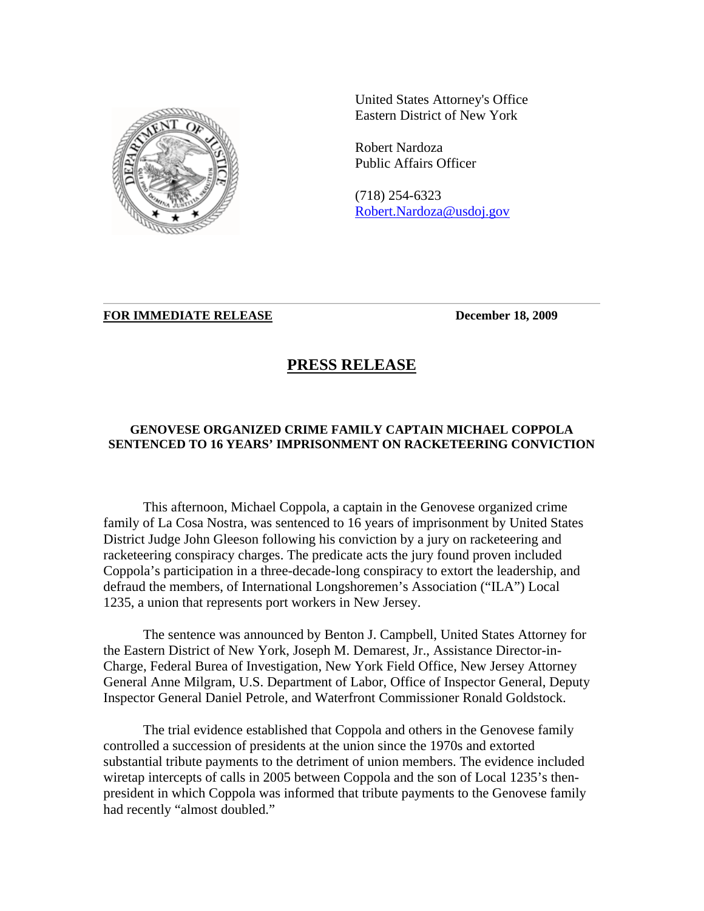United States Attorney's Office
Eastern District of New York

Robert Nardoza
Public Affairs Officer

(718) 254-6323
[Robert.Nardoza@usdoj.gov](mailto:Robert.Nardoza@usdoj.gov)

---

**FOR IMMEDIATE RELEASE** **December 18, 2009**

# PRESS RELEASE

### GENOVESE ORGANIZED CRIME FAMILY CAPTAIN MICHAEL COPPOLA SENTENCED TO 16 YEARS' IMPRISONMENT ON RACKETEERING CONVICTION

This afternoon, Michael Coppola, a captain in the Genovese organized crime family of La Cosa Nostra, was sentenced to 16 years of imprisonment by United States District Judge John Gleeson following his conviction by a jury on racketeering and racketeering conspiracy charges. The predicate acts the jury found proven included Coppola's participation in a three-decade-long conspiracy to extort the leadership, and defraud the members, of International Longshoremen's Association ("ILA") Local 1235, a union that represents port workers in New Jersey.

The sentence was announced by Benton J. Campbell, United States Attorney for the Eastern District of New York, Joseph M. Demarest, Jr., Assistance Director-in-Charge, Federal Burea of Investigation, New York Field Office, New Jersey Attorney General Anne Milgram, U.S. Department of Labor, Office of Inspector General, Deputy Inspector General Daniel Petrole, and Waterfront Commissioner Ronald Goldstock.

The trial evidence established that Coppola and others in the Genovese family controlled a succession of presidents at the union since the 1970s and extorted substantial tribute payments to the detriment of union members. The evidence included wiretap intercepts of calls in 2005 between Coppola and the son of Local 1235's then-president in which Coppola was informed that tribute payments to the Genovese family had recently "almost doubled."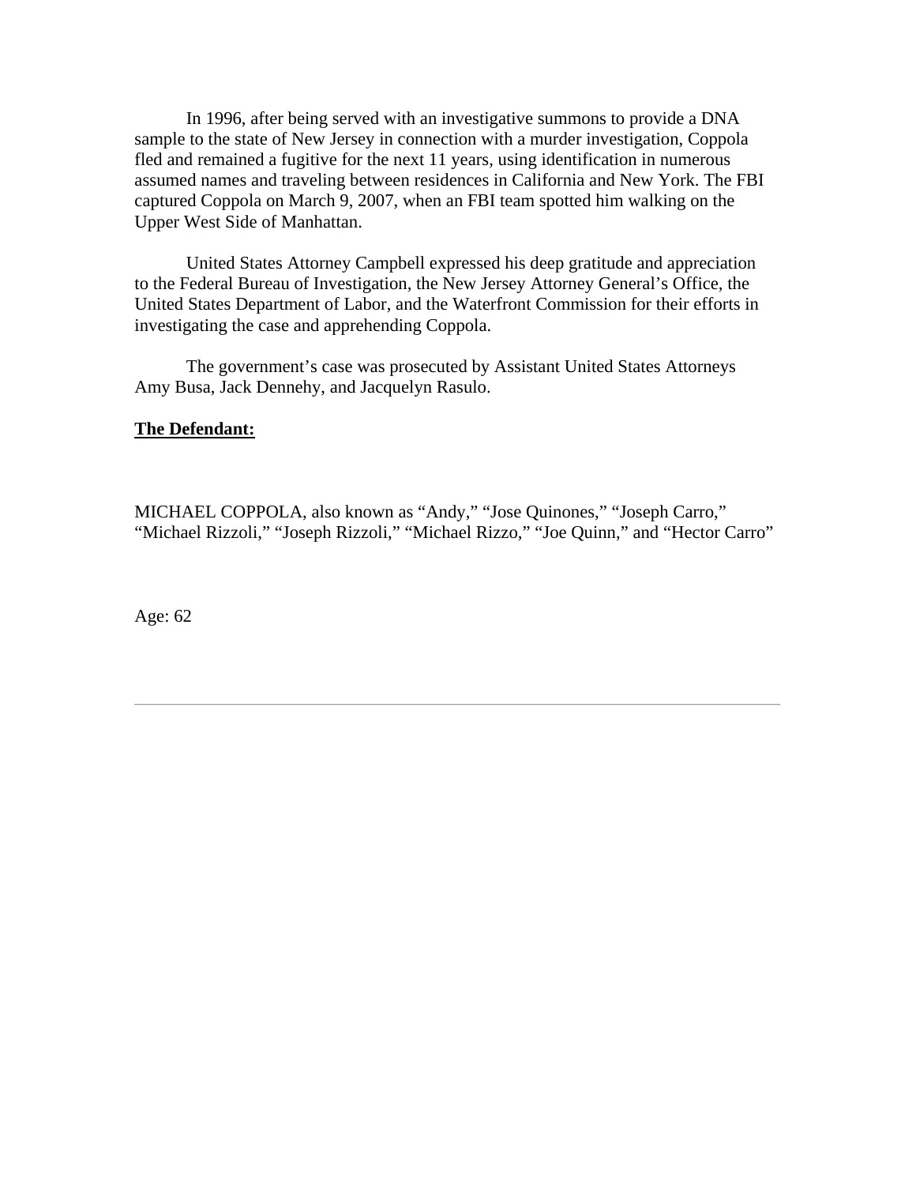In 1996, after being served with an investigative summons to provide a DNA sample to the state of New Jersey in connection with a murder investigation, Coppola fled and remained a fugitive for the next 11 years, using identification in numerous assumed names and traveling between residences in California and New York. The FBI captured Coppola on March 9, 2007, when an FBI team spotted him walking on the Upper West Side of Manhattan.

United States Attorney Campbell expressed his deep gratitude and appreciation to the Federal Bureau of Investigation, the New Jersey Attorney General's Office, the United States Department of Labor, and the Waterfront Commission for their efforts in investigating the case and apprehending Coppola.

The government's case was prosecuted by Assistant United States Attorneys Amy Busa, Jack Dennehy, and Jacquelyn Rasulo.

**The Defendant:**

MICHAEL COPPOLA, also known as "Andy," "Jose Quinones," "Joseph Carro," "Michael Rizzoli," "Joseph Rizzoli," "Michael Rizzo," "Joe Quinn," and "Hector Carro"

Age: 62

---